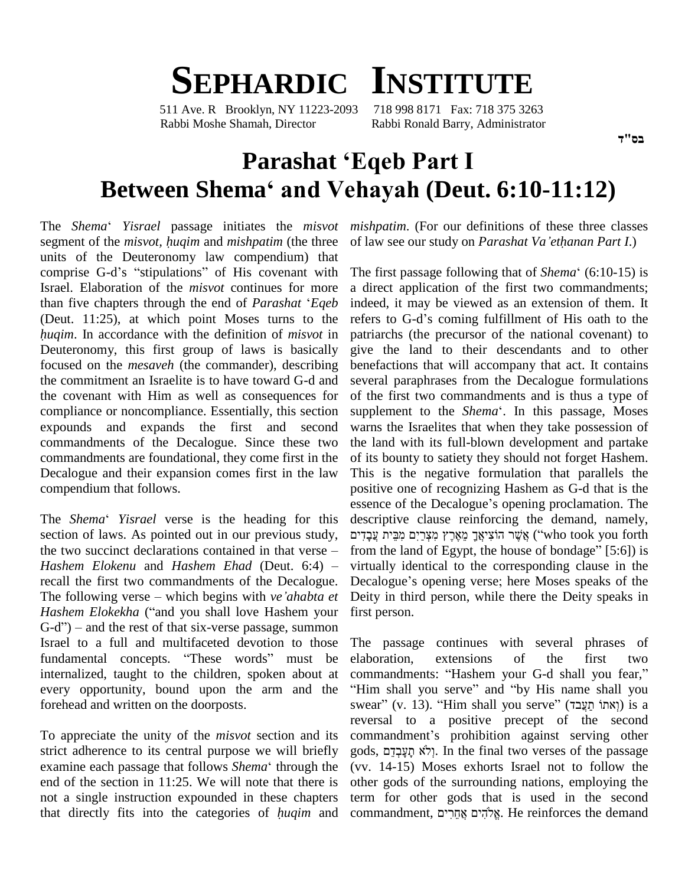# SEPHARDIC INSTITUTE

511 Ave. R Brooklyn, NY 11223-2093 718 998 8171 Fax: 718 375 3263
Rabbi Moshe Shamah, Director Rabbi Ronald Barry, Administrator

בס"ד

## Parashat 'Eqeb Part I
## Between Shema' and Vehayah (Deut. 6:10-11:12)

The *Shema*' *Yisrael* passage initiates the *misvot* segment of the *misvot, ḥuqim* and *mishpatim* (the three units of the Deuteronomy law compendium) that comprise G-d's "stipulations" of His covenant with Israel. Elaboration of the *misvot* continues for more than five chapters through the end of *Parashat* '*Eqeb* (Deut. 11:25), at which point Moses turns to the *ḥuqim*. In accordance with the definition of *misvot* in Deuteronomy, this first group of laws is basically focused on the *mesaveh* (the commander), describing the commitment an Israelite is to have toward G-d and the covenant with Him as well as consequences for compliance or noncompliance. Essentially, this section expounds and expands the first and second commandments of the Decalogue. Since these two commandments are foundational, they come first in the Decalogue and their expansion comes first in the law compendium that follows.

The *Shema*' *Yisrael* verse is the heading for this section of laws. As pointed out in our previous study, the two succinct declarations contained in that verse – *Hashem Elokenu* and *Hashem Ehad* (Deut. 6:4) – recall the first two commandments of the Decalogue. The following verse – which begins with *ve'ahabta et Hashem Elokekha* ("and you shall love Hashem your G-d") – and the rest of that six-verse passage, summon Israel to a full and multifaceted devotion to those fundamental concepts. "These words" must be internalized, taught to the children, spoken about at every opportunity, bound upon the arm and the forehead and written on the doorposts.

To appreciate the unity of the *misvot* section and its strict adherence to its central purpose we will briefly examine each passage that follows *Shema*' through the end of the section in 11:25. We will note that there is not a single instruction expounded in these chapters that directly fits into the categories of *ḥuqim* and *mishpatim*. (For our definitions of these three classes of law see our study on *Parashat Va'etḥanan Part I*.)

The first passage following that of *Shema*' (6:10-15) is a direct application of the first two commandments; indeed, it may be viewed as an extension of them. It refers to G-d's coming fulfillment of His oath to the patriarchs (the precursor of the national covenant) to give the land to their descendants and to other benefactions that will accompany that act. It contains several paraphrases from the Decalogue formulations of the first two commandments and is thus a type of supplement to the *Shema*'. In this passage, Moses warns the Israelites that when they take possession of the land with its full-blown development and partake of its bounty to satiety they should not forget Hashem. This is the negative formulation that parallels the positive one of recognizing Hashem as G-d that is the essence of the Decalogue's opening proclamation. The descriptive clause reinforcing the demand, namely, אֲשֶׁר הוֹצִיאֲךָ מֵאֶרֶץ מִצְרַיִם מִבֵּית עֲבָדִים ("who took you forth from the land of Egypt, the house of bondage" [5:6]) is virtually identical to the corresponding clause in the Decalogue's opening verse; here Moses speaks of the Deity in third person, while there the Deity speaks in first person.

The passage continues with several phrases of elaboration, extensions of the first two commandments: "Hashem your G-d shall you fear," "Him shall you serve" and "by His name shall you swear" (v. 13). "Him shall you serve" (וְאֹתוֹ תַעֲבֹד) is a reversal to a positive precept of the second commandment's prohibition against serving other gods, וְלֹא תָעָבְדֵם. In the final two verses of the passage (vv. 14-15) Moses exhorts Israel not to follow the other gods of the surrounding nations, employing the term for other gods that is used in the second commandment, אֱלֹהִים אֲחֵרִים. He reinforces the demand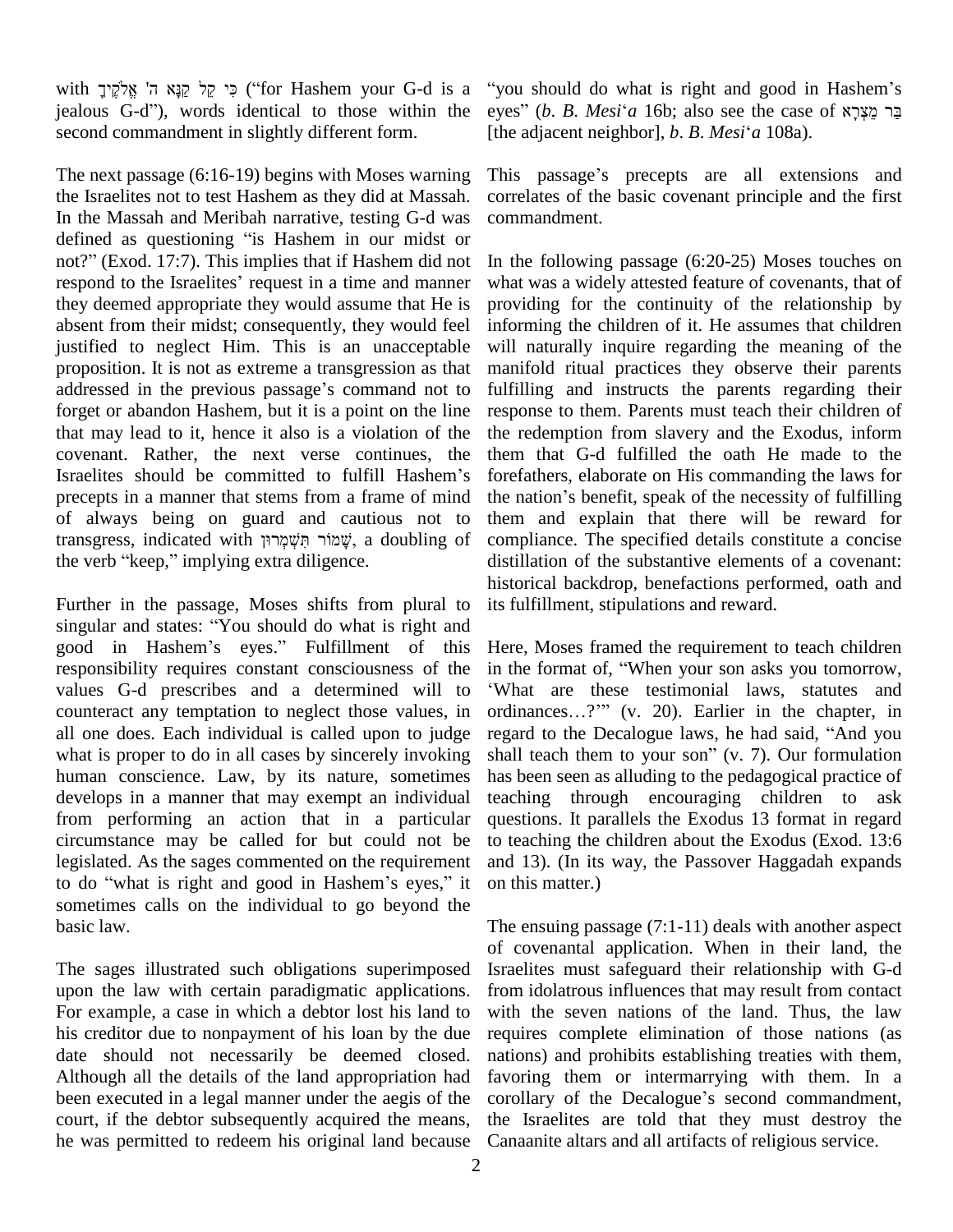with כִּי קֵל קַנָּא ה' אֱלֹקֶיךָ ("for Hashem your G-d is a jealous G-d"), words identical to those within the second commandment in slightly different form.

The next passage (6:16-19) begins with Moses warning the Israelites not to test Hashem as they did at Massah. In the Massah and Meribah narrative, testing G-d was defined as questioning "is Hashem in our midst or not?" (Exod. 17:7). This implies that if Hashem did not respond to the Israelites' request in a time and manner they deemed appropriate they would assume that He is absent from their midst; consequently, they would feel justified to neglect Him. This is an unacceptable proposition. It is not as extreme a transgression as that addressed in the previous passage's command not to forget or abandon Hashem, but it is a point on the line that may lead to it, hence it also is a violation of the covenant. Rather, the next verse continues, the Israelites should be committed to fulfill Hashem's precepts in a manner that stems from a frame of mind of always being on guard and cautious not to transgress, indicated with שָׁמוֹר תִּשְׁמְרוּן, a doubling of the verb "keep," implying extra diligence.

Further in the passage, Moses shifts from plural to singular and states: "You should do what is right and good in Hashem's eyes." Fulfillment of this responsibility requires constant consciousness of the values G-d prescribes and a determined will to counteract any temptation to neglect those values, in all one does. Each individual is called upon to judge what is proper to do in all cases by sincerely invoking human conscience. Law, by its nature, sometimes develops in a manner that may exempt an individual from performing an action that in a particular circumstance may be called for but could not be legislated. As the sages commented on the requirement to do "what is right and good in Hashem's eyes," it sometimes calls on the individual to go beyond the basic law.

The sages illustrated such obligations superimposed upon the law with certain paradigmatic applications. For example, a case in which a debtor lost his land to his creditor due to nonpayment of his loan by the due date should not necessarily be deemed closed. Although all the details of the land appropriation had been executed in a legal manner under the aegis of the court, if the debtor subsequently acquired the means, he was permitted to redeem his original land because "you should do what is right and good in Hashem's eyes" (*b. B. Mesi*'*a* 16b; also see the case of בַּר מְצָרָא [the adjacent neighbor], *b. B. Mesi*'*a* 108a).

This passage's precepts are all extensions and correlates of the basic covenant principle and the first commandment.

In the following passage (6:20-25) Moses touches on what was a widely attested feature of covenants, that of providing for the continuity of the relationship by informing the children of it. He assumes that children will naturally inquire regarding the meaning of the manifold ritual practices they observe their parents fulfilling and instructs the parents regarding their response to them. Parents must teach their children of the redemption from slavery and the Exodus, inform them that G-d fulfilled the oath He made to the forefathers, elaborate on His commanding the laws for the nation's benefit, speak of the necessity of fulfilling them and explain that there will be reward for compliance. The specified details constitute a concise distillation of the substantive elements of a covenant: historical backdrop, benefactions performed, oath and its fulfillment, stipulations and reward.

Here, Moses framed the requirement to teach children in the format of, "When your son asks you tomorrow, 'What are these testimonial laws, statutes and ordinances…?'" (v. 20). Earlier in the chapter, in regard to the Decalogue laws, he had said, "And you shall teach them to your son" (v. 7). Our formulation has been seen as alluding to the pedagogical practice of teaching through encouraging children to ask questions. It parallels the Exodus 13 format in regard to teaching the children about the Exodus (Exod. 13:6 and 13). (In its way, the Passover Haggadah expands on this matter.)

The ensuing passage (7:1-11) deals with another aspect of covenantal application. When in their land, the Israelites must safeguard their relationship with G-d from idolatrous influences that may result from contact with the seven nations of the land. Thus, the law requires complete elimination of those nations (as nations) and prohibits establishing treaties with them, favoring them or intermarrying with them. In a corollary of the Decalogue's second commandment, the Israelites are told that they must destroy the Canaanite altars and all artifacts of religious service.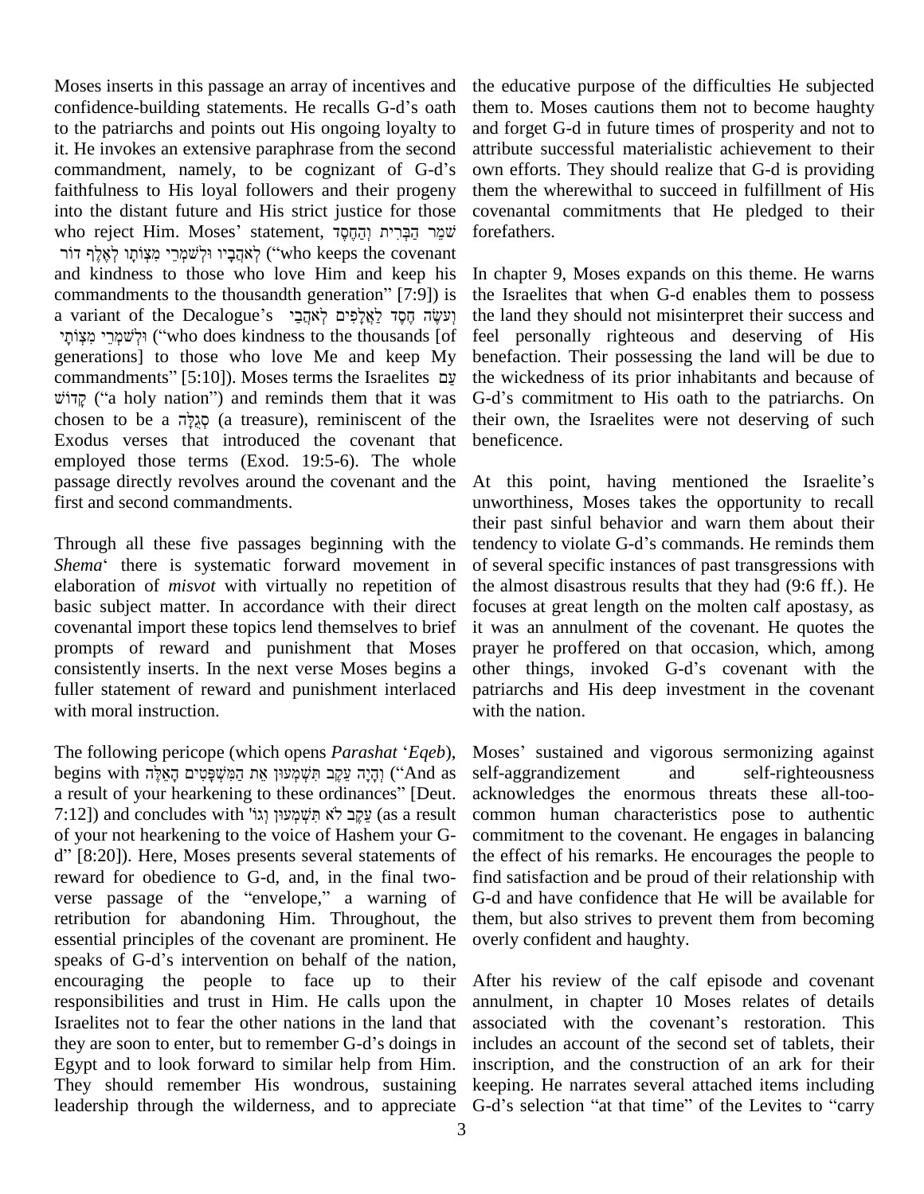Moses inserts in this passage an array of incentives and confidence-building statements. He recalls G-d's oath to the patriarchs and points out His ongoing loyalty to it. He invokes an extensive paraphrase from the second commandment, namely, to be cognizant of G-d's faithfulness to His loyal followers and their progeny into the distant future and His strict justice for those who reject Him. Moses' statement, שֹׁמֵר הַבְּרִית וְהַחֶסֶד לְאֹהֲבָיו וּלְשֹׁמְרֵי מִצְוֹתָו לְאֶלֶף דּוֹר ("who keeps the covenant and kindness to those who love Him and keep his commandments to the thousandth generation" [7:9]) is a variant of the Decalogue's וְעֹשֶׂה חֶסֶד לַאֲלָפִים לְאֹהֲבַי וּלְשֹׁמְרֵי מִצְוֹתָי ("who does kindness to the thousands [of generations] to those who love Me and keep My commandments" [5:10]). Moses terms the Israelites עַם קָדוֹשׁ ("a holy nation") and reminds them that it was chosen to be a סְגֻלָּה (a treasure), reminiscent of the Exodus verses that introduced the covenant that employed those terms (Exod. 19:5-6). The whole passage directly revolves around the covenant and the first and second commandments.

Through all these five passages beginning with the *Shema*' there is systematic forward movement in elaboration of *misvot* with virtually no repetition of basic subject matter. In accordance with their direct covenantal import these topics lend themselves to brief prompts of reward and punishment that Moses consistently inserts. In the next verse Moses begins a fuller statement of reward and punishment interlaced with moral instruction.

The following pericope (which opens *Parashat* '*Eqeb*), begins with וְהָיָה עֵקֶב תִּשְׁמְעוּן אֵת הַמִּשְׁפָּטִים הָאֵלֶּה ("And as a result of your hearkening to these ordinances" [Deut. 7:12]) and concludes with עֵקֶב לֹא תִשְׁמְעוּן וגו' (as a result of your not hearkening to the voice of Hashem your G-d" [8:20]). Here, Moses presents several statements of reward for obedience to G-d, and, in the final two-verse passage of the "envelope," a warning of retribution for abandoning Him. Throughout, the essential principles of the covenant are prominent. He speaks of G-d's intervention on behalf of the nation, encouraging the people to face up to their responsibilities and trust in Him. He calls upon the Israelites not to fear the other nations in the land that they are soon to enter, but to remember G-d's doings in Egypt and to look forward to similar help from Him. They should remember His wondrous, sustaining leadership through the wilderness, and to appreciate the educative purpose of the difficulties He subjected them to. Moses cautions them not to become haughty and forget G-d in future times of prosperity and not to attribute successful materialistic achievement to their own efforts. They should realize that G-d is providing them the wherewithal to succeed in fulfillment of His covenantal commitments that He pledged to their forefathers.

In chapter 9, Moses expands on this theme. He warns the Israelites that when G-d enables them to possess the land they should not misinterpret their success and feel personally righteous and deserving of His benefaction. Their possessing the land will be due to the wickedness of its prior inhabitants and because of G-d's commitment to His oath to the patriarchs. On their own, the Israelites were not deserving of such beneficence.

At this point, having mentioned the Israelite's unworthiness, Moses takes the opportunity to recall their past sinful behavior and warn them about their tendency to violate G-d's commands. He reminds them of several specific instances of past transgressions with the almost disastrous results that they had (9:6 ff.). He focuses at great length on the molten calf apostasy, as it was an annulment of the covenant. He quotes the prayer he proffered on that occasion, which, among other things, invoked G-d's covenant with the patriarchs and His deep investment in the covenant with the nation.

Moses' sustained and vigorous sermonizing against self-aggrandizement and self-righteousness acknowledges the enormous threats these all-too-common human characteristics pose to authentic commitment to the covenant. He engages in balancing the effect of his remarks. He encourages the people to find satisfaction and be proud of their relationship with G-d and have confidence that He will be available for them, but also strives to prevent them from becoming overly confident and haughty.

After his review of the calf episode and covenant annulment, in chapter 10 Moses relates of details associated with the covenant's restoration. This includes an account of the second set of tablets, their inscription, and the construction of an ark for their keeping. He narrates several attached items including G-d's selection "at that time" of the Levites to "carry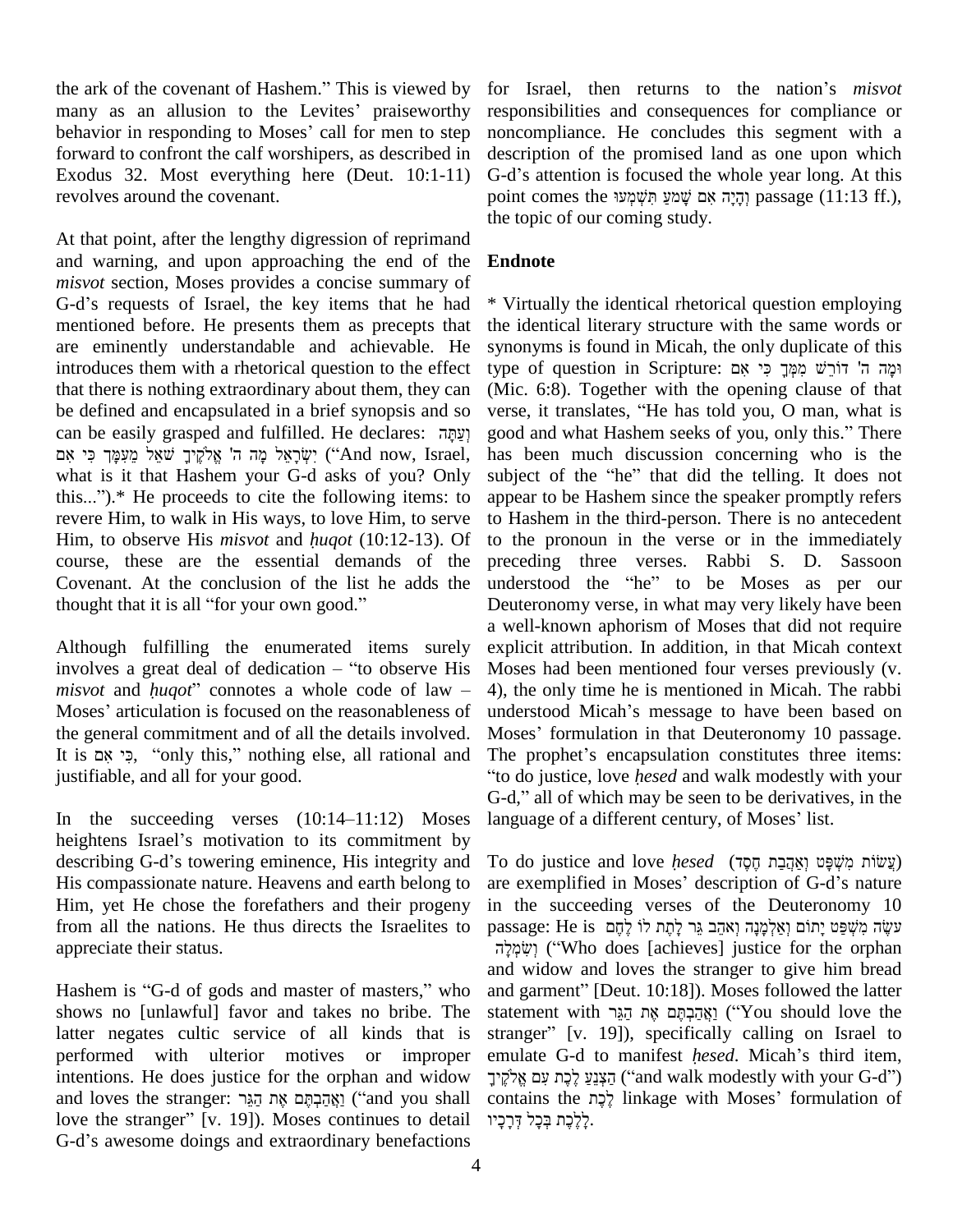the ark of the covenant of Hashem." This is viewed by many as an allusion to the Levites' praiseworthy behavior in responding to Moses' call for men to step forward to confront the calf worshipers, as described in Exodus 32. Most everything here (Deut. 10:1-11) revolves around the covenant.

At that point, after the lengthy digression of reprimand and warning, and upon approaching the end of the *misvot* section, Moses provides a concise summary of G-d's requests of Israel, the key items that he had mentioned before. He presents them as precepts that are eminently understandable and achievable. He introduces them with a rhetorical question to the effect that there is nothing extraordinary about them, they can be defined and encapsulated in a brief synopsis and so can be easily grasped and fulfilled. He declares: וְעַתָּה יִשְׂרָאֵל מָה ה' אֱלֹקֶיךָ שֹׁאֵל מֵעִמָּךְ כִּי אִם ("And now, Israel, what is it that Hashem your G-d asks of you? Only this...").* He proceeds to cite the following items: to revere Him, to walk in His ways, to love Him, to serve Him, to observe His *misvot* and *ḥuqot* (10:12-13). Of course, these are the essential demands of the Covenant. At the conclusion of the list he adds the thought that it is all "for your own good."

Although fulfilling the enumerated items surely involves a great deal of dedication – "to observe His *misvot* and *ḥuqot*" connotes a whole code of law – Moses' articulation is focused on the reasonableness of the general commitment and of all the details involved. It is כִּי אִם, "only this," nothing else, all rational and justifiable, and all for your good.

In the succeeding verses (10:14–11:12) Moses heightens Israel's motivation to its commitment by describing G-d's towering eminence, His integrity and His compassionate nature. Heavens and earth belong to Him, yet He chose the forefathers and their progeny from all the nations. He thus directs the Israelites to appreciate their status.

Hashem is "G-d of gods and master of masters," who shows no [unlawful] favor and takes no bribe. The latter negates cultic service of all kinds that is performed with ulterior motives or improper intentions. He does justice for the orphan and widow and loves the stranger: וַאֲהַבְתֶּם אֶת הַגֵּר ("and you shall love the stranger" [v. 19]). Moses continues to detail G-d's awesome doings and extraordinary benefactions for Israel, then returns to the nation's *misvot* responsibilities and consequences for compliance or noncompliance. He concludes this segment with a description of the promised land as one upon which G-d's attention is focused the whole year long. At this point comes the וְהָיָה אִם שָׁמֹעַ תִּשְׁמְעוּ passage (11:13 ff.), the topic of our coming study.

## Endnote

* Virtually the identical rhetorical question employing the identical literary structure with the same words or synonyms is found in Micah, the only duplicate of this type of question in Scripture: וּמָה ה' דּוֹרֵשׁ מִמְּךָ כִּי אִם (Mic. 6:8). Together with the opening clause of that verse, it translates, "He has told you, O man, what is good and what Hashem seeks of you, only this." There has been much discussion concerning who is the subject of the "he" that did the telling. It does not appear to be Hashem since the speaker promptly refers to Hashem in the third-person. There is no antecedent to the pronoun in the verse or in the immediately preceding three verses. Rabbi S. D. Sassoon understood the "he" to be Moses as per our Deuteronomy verse, in what may very likely have been a well-known aphorism of Moses that did not require explicit attribution. In addition, in that Micah context Moses had been mentioned four verses previously (v. 4), the only time he is mentioned in Micah. The rabbi understood Micah's message to have been based on Moses' formulation in that Deuteronomy 10 passage. The prophet's encapsulation constitutes three items: "to do justice, love *ḥesed* and walk modestly with your G-d," all of which may be seen to be derivatives, in the language of a different century, of Moses' list.

To do justice and love *ḥesed* (עֲשׂוֹת מִשְׁפָּט וְאַהֲבַת חֶסֶד) are exemplified in Moses' description of G-d's nature in the succeeding verses of the Deuteronomy 10 passage: He is עֹשֶׂה מִשְׁפַּט יָתוֹם וְאַלְמָנָה וְאֹהֵב גֵּר לָתֶת לוֹ לֶחֶם וְשִׂמְלָה ("Who does [achieves] justice for the orphan and widow and loves the stranger to give him bread and garment" [Deut. 10:18]). Moses followed the latter statement with וַאֲהַבְתֶּם אֶת הַגֵּר ("You should love the stranger" [v. 19]), specifically calling on Israel to emulate G-d to manifest *ḥesed*. Micah's third item, הַצְנֵעַ לֶכֶת עִם אֱלֹקֶיךָ ("and walk modestly with your G-d") contains the לֶכֶת linkage with Moses' formulation of לָלֶכֶת בְּכָל דְּרָכָיו.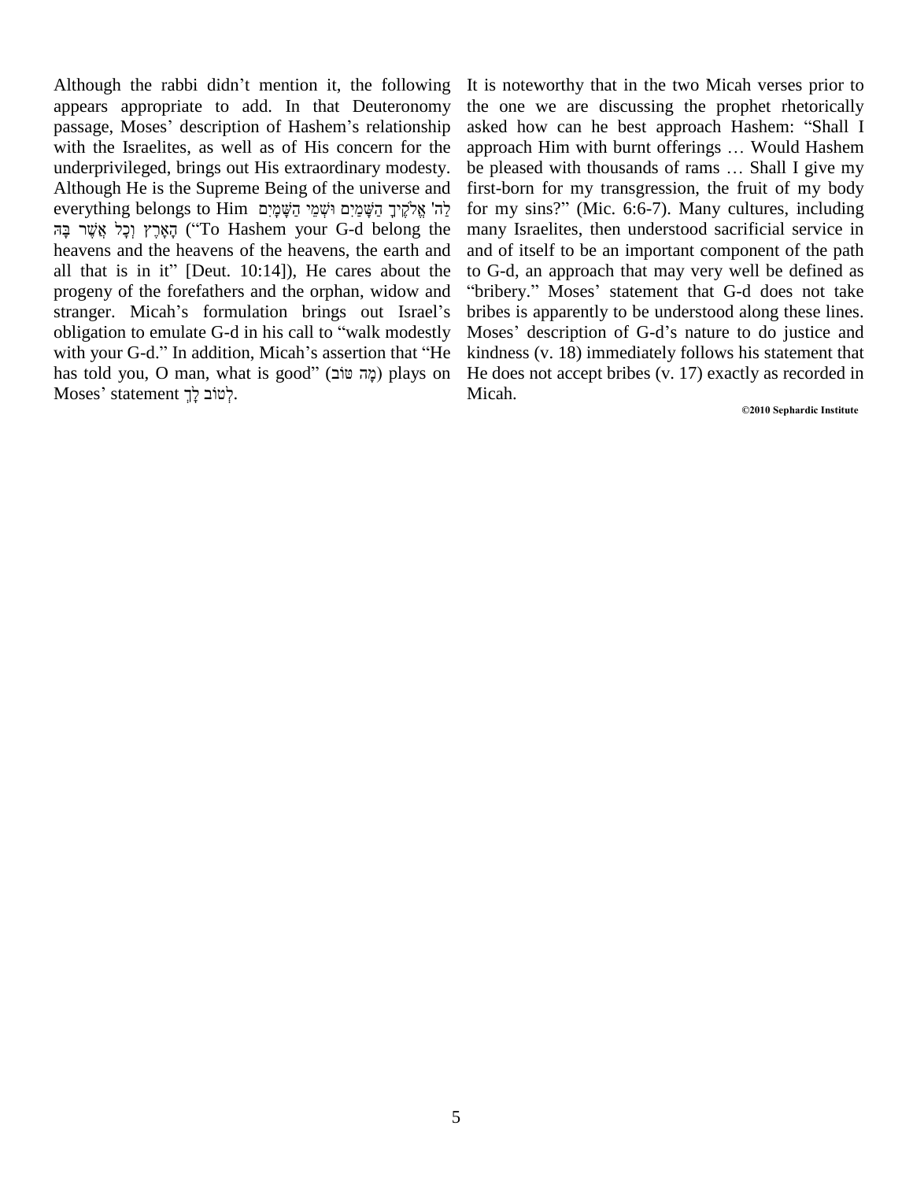Although the rabbi didn't mention it, the following appears appropriate to add. In that Deuteronomy passage, Moses' description of Hashem's relationship with the Israelites, as well as of His concern for the underprivileged, brings out His extraordinary modesty. Although He is the Supreme Being of the universe and everything belongs to Him לַה' אֱלֹקֶיךָ הַשָּׁמַיִם וּשְׁמֵי הַשָּׁמָיִם הָאָרֶץ וְכָל אֲשֶׁר בָּהּ ("To Hashem your G-d belong the heavens and the heavens of the heavens, the earth and all that is in it" [Deut. 10:14]), He cares about the progeny of the forefathers and the orphan, widow and stranger. Micah's formulation brings out Israel's obligation to emulate G-d in his call to "walk modestly with your G-d." In addition, Micah's assertion that "He has told you, O man, what is good" (מָה טּוֹב) plays on Moses' statement לְטוֹב לָךְ.

It is noteworthy that in the two Micah verses prior to the one we are discussing the prophet rhetorically asked how can he best approach Hashem: "Shall I approach Him with burnt offerings … Would Hashem be pleased with thousands of rams … Shall I give my first-born for my transgression, the fruit of my body for my sins?" (Mic. 6:6-7). Many cultures, including many Israelites, then understood sacrificial service in and of itself to be an important component of the path to G-d, an approach that may very well be defined as "bribery." Moses' statement that G-d does not take bribes is apparently to be understood along these lines. Moses' description of G-d's nature to do justice and kindness (v. 18) immediately follows his statement that He does not accept bribes (v. 17) exactly as recorded in Micah.

**©2010 Sephardic Institute**